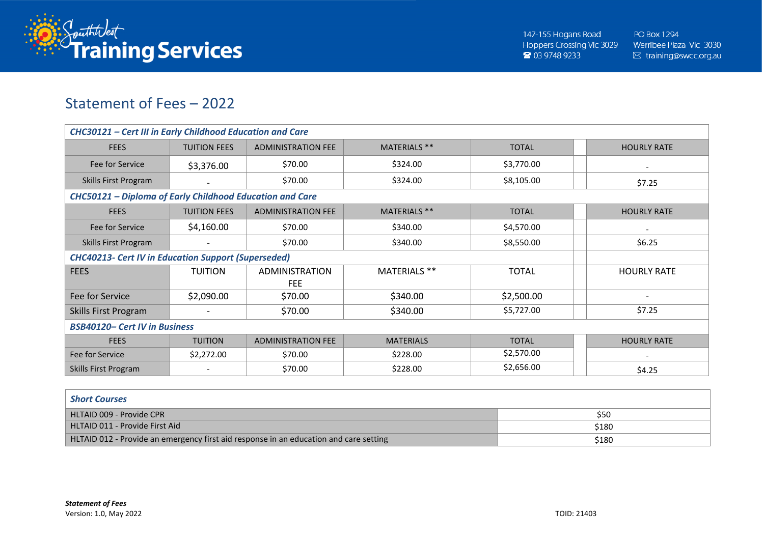Southwest Training Services

147-155 Hogans Road
Hoppers Crossing Vic 3029
☎ 03 9748 9233

PO Box 1294
Werribee Plaza Vic 3030
✉ training@swcc.org.au

# Statement of Fees – 2022

| ***CHC30121 – Cert III in Early Childhood Education and Care*** | | | | | | |
|---|---|---|---|---|---|---|
| FEES | TUITION FEES | ADMINISTRATION FEE | MATERIALS ** | TOTAL | | HOURLY RATE |
| Fee for Service | $3,376.00 | $70.00 | $324.00 | $3,770.00 | | - |
| Skills First Program | - | $70.00 | $324.00 | $8,105.00 | | $7.25 |
| ***CHC50121 – Diploma of Early Childhood Education and Care*** | | | | | | |
| FEES | TUITION FEES | ADMINISTRATION FEE | MATERIALS ** | TOTAL | | HOURLY RATE |
| Fee for Service | $4,160.00 | $70.00 | $340.00 | $4,570.00 | | - |
| Skills First Program | - | $70.00 | $340.00 | $8,550.00 | | $6.25 |
| ***CHC40213- Cert IV in Education Support (Superseded)*** | | | | | | |
| FEES | TUITION | ADMINISTRATION FEE | MATERIALS ** | TOTAL | | HOURLY RATE |
| Fee for Service | $2,090.00 | $70.00 | $340.00 | $2,500.00 | | - |
| Skills First Program | - | $70.00 | $340.00 | $5,727.00 | | $7.25 |
| ***BSB40120– Cert IV in Business*** | | | | | | |
| FEES | TUITION | ADMINISTRATION FEE | MATERIALS | TOTAL | | HOURLY RATE |
| Fee for Service | $2,272.00 | $70.00 | $228.00 | $2,570.00 | | - |
| Skills First Program | - | $70.00 | $228.00 | $2,656.00 | | $4.25 |

| ***Short Courses*** | |
|---|---|
| HLTAID 009 - Provide CPR | $50 |
| HLTAID 011 - Provide First Aid | $180 |
| HLTAID 012 - Provide an emergency first aid response in an education and care setting | $180 |

***Statement of Fees***
Version: 1.0, May 2022

TOID: 21403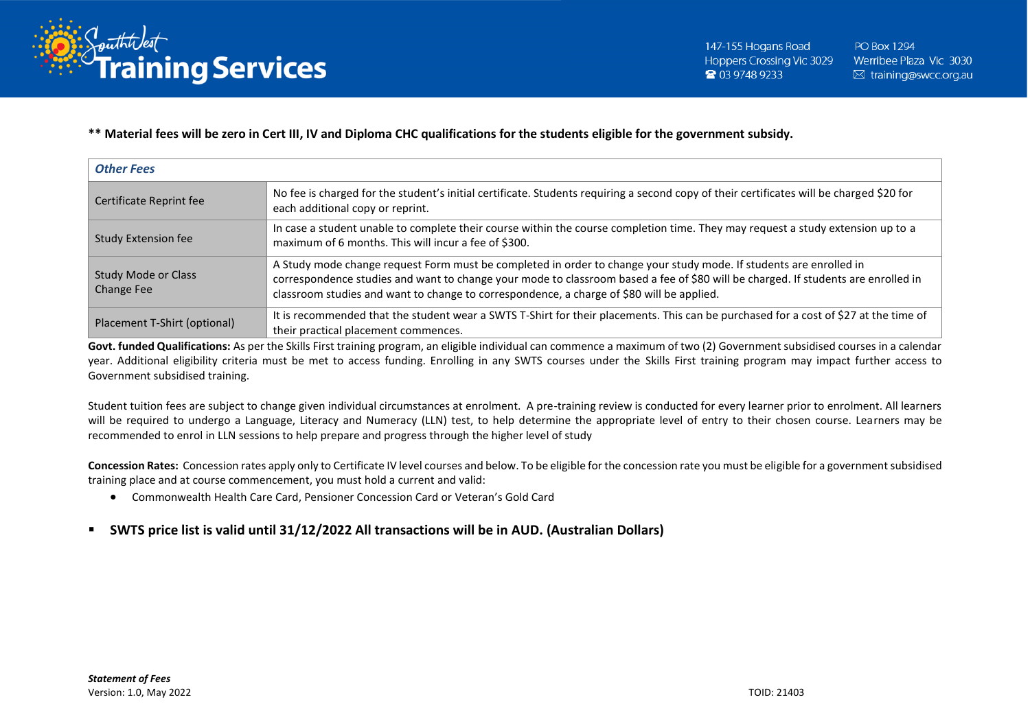**** Material fees will be zero in Cert III, IV and Diploma CHC qualifications for the students eligible for the government subsidy.**

| *Other Fees* | |
|---|---|
| Certificate Reprint fee | No fee is charged for the student's initial certificate. Students requiring a second copy of their certificates will be charged $20 for each additional copy or reprint. |
| Study Extension fee | In case a student unable to complete their course within the course completion time. They may request a study extension up to a maximum of 6 months. This will incur a fee of $300. |
| Study Mode or Class Change Fee | A Study mode change request Form must be completed in order to change your study mode. If students are enrolled in correspondence studies and want to change your mode to classroom based a fee of $80 will be charged. If students are enrolled in classroom studies and want to change to correspondence, a charge of $80 will be applied. |
| Placement T-Shirt (optional) | It is recommended that the student wear a SWTS T-Shirt for their placements. This can be purchased for a cost of $27 at the time of their practical placement commences. |

**Govt. funded Qualifications:** As per the Skills First training program, an eligible individual can commence a maximum of two (2) Government subsidised courses in a calendar year. Additional eligibility criteria must be met to access funding. Enrolling in any SWTS courses under the Skills First training program may impact further access to Government subsidised training.

Student tuition fees are subject to change given individual circumstances at enrolment. A pre-training review is conducted for every learner prior to enrolment. All learners will be required to undergo a Language, Literacy and Numeracy (LLN) test, to help determine the appropriate level of entry to their chosen course. Learners may be recommended to enrol in LLN sessions to help prepare and progress through the higher level of study

**Concession Rates:** Concession rates apply only to Certificate IV level courses and below. To be eligible for the concession rate you must be eligible for a government subsidised training place and at course commencement, you must hold a current and valid:

- Commonwealth Health Care Card, Pensioner Concession Card or Veteran's Gold Card

- **SWTS price list is valid until 31/12/2022 All transactions will be in AUD. (Australian Dollars)**

***Statement of Fees***
Version: 1.0, May 2022

TOID: 21403